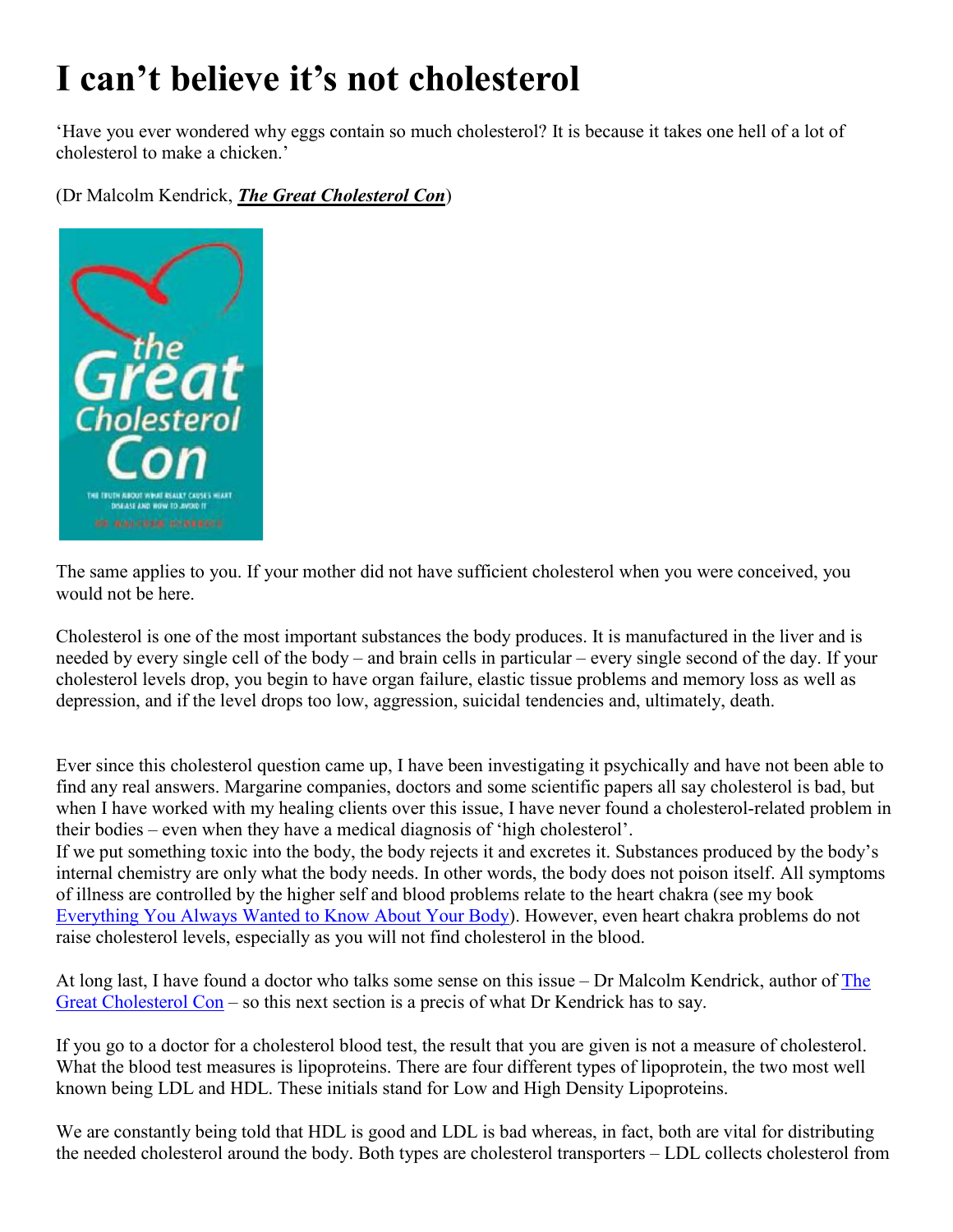# I can't believe it's not cholesterol

'Have you ever wondered why eggs contain so much cholesterol? It is because it takes one hell of a lot of cholesterol to make a chicken.'

(Dr Malcolm Kendrick, ***The Great Cholesterol Con***)

The same applies to you. If your mother did not have sufficient cholesterol when you were conceived, you would not be here.

Cholesterol is one of the most important substances the body produces. It is manufactured in the liver and is needed by every single cell of the body – and brain cells in particular – every single second of the day. If your cholesterol levels drop, you begin to have organ failure, elastic tissue problems and memory loss as well as depression, and if the level drops too low, aggression, suicidal tendencies and, ultimately, death.

Ever since this cholesterol question came up, I have been investigating it psychically and have not been able to find any real answers. Margarine companies, doctors and some scientific papers all say cholesterol is bad, but when I have worked with my healing clients over this issue, I have never found a cholesterol-related problem in their bodies – even when they have a medical diagnosis of 'high cholesterol'.
If we put something toxic into the body, the body rejects it and excretes it. Substances produced by the body's internal chemistry are only what the body needs. In other words, the body does not poison itself. All symptoms of illness are controlled by the higher self and blood problems relate to the heart chakra (see my book Everything You Always Wanted to Know About Your Body). However, even heart chakra problems do not raise cholesterol levels, especially as you will not find cholesterol in the blood.

At long last, I have found a doctor who talks some sense on this issue – Dr Malcolm Kendrick, author of The Great Cholesterol Con – so this next section is a precis of what Dr Kendrick has to say.

If you go to a doctor for a cholesterol blood test, the result that you are given is not a measure of cholesterol. What the blood test measures is lipoproteins. There are four different types of lipoprotein, the two most well known being LDL and HDL. These initials stand for Low and High Density Lipoproteins.

We are constantly being told that HDL is good and LDL is bad whereas, in fact, both are vital for distributing the needed cholesterol around the body. Both types are cholesterol transporters – LDL collects cholesterol from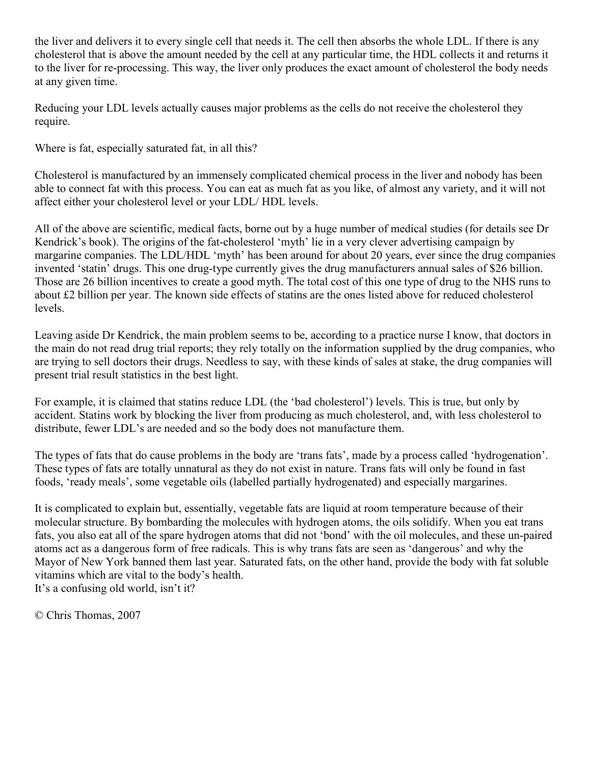the liver and delivers it to every single cell that needs it. The cell then absorbs the whole LDL. If there is any cholesterol that is above the amount needed by the cell at any particular time, the HDL collects it and returns it to the liver for re-processing. This way, the liver only produces the exact amount of cholesterol the body needs at any given time.

Reducing your LDL levels actually causes major problems as the cells do not receive the cholesterol they require.

Where is fat, especially saturated fat, in all this?

Cholesterol is manufactured by an immensely complicated chemical process in the liver and nobody has been able to connect fat with this process. You can eat as much fat as you like, of almost any variety, and it will not affect either your cholesterol level or your LDL/ HDL levels.

All of the above are scientific, medical facts, borne out by a huge number of medical studies (for details see Dr Kendrick's book). The origins of the fat-cholesterol 'myth' lie in a very clever advertising campaign by margarine companies. The LDL/HDL 'myth' has been around for about 20 years, ever since the drug companies invented 'statin' drugs. This one drug-type currently gives the drug manufacturers annual sales of $26 billion. Those are 26 billion incentives to create a good myth. The total cost of this one type of drug to the NHS runs to about £2 billion per year. The known side effects of statins are the ones listed above for reduced cholesterol levels.

Leaving aside Dr Kendrick, the main problem seems to be, according to a practice nurse I know, that doctors in the main do not read drug trial reports; they rely totally on the information supplied by the drug companies, who are trying to sell doctors their drugs. Needless to say, with these kinds of sales at stake, the drug companies will present trial result statistics in the best light.

For example, it is claimed that statins reduce LDL (the 'bad cholesterol') levels. This is true, but only by accident. Statins work by blocking the liver from producing as much cholesterol, and, with less cholesterol to distribute, fewer LDL's are needed and so the body does not manufacture them.

The types of fats that do cause problems in the body are 'trans fats', made by a process called 'hydrogenation'. These types of fats are totally unnatural as they do not exist in nature. Trans fats will only be found in fast foods, 'ready meals', some vegetable oils (labelled partially hydrogenated) and especially margarines.

It is complicated to explain but, essentially, vegetable fats are liquid at room temperature because of their molecular structure. By bombarding the molecules with hydrogen atoms, the oils solidify. When you eat trans fats, you also eat all of the spare hydrogen atoms that did not 'bond' with the oil molecules, and these un-paired atoms act as a dangerous form of free radicals. This is why trans fats are seen as 'dangerous' and why the Mayor of New York banned them last year. Saturated fats, on the other hand, provide the body with fat soluble vitamins which are vital to the body's health.
It's a confusing old world, isn't it?

© Chris Thomas, 2007